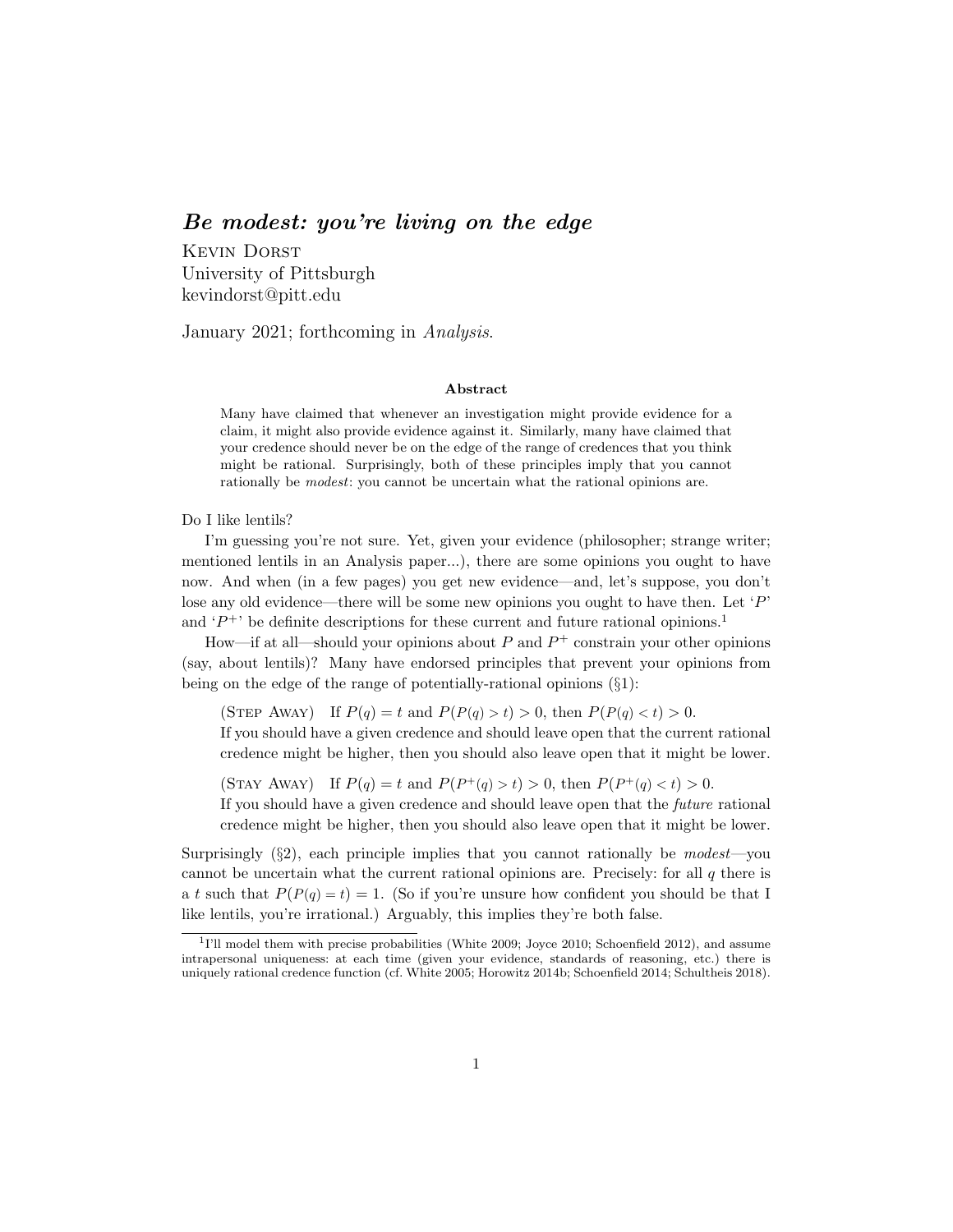# *Be modest: you're living on the edge*

Kevin Dorst
University of Pittsburgh
kevindorst@pitt.edu

January 2021; forthcoming in *Analysis*.

**Abstract**

Many have claimed that whenever an investigation might provide evidence for a claim, it might also provide evidence against it. Similarly, many have claimed that your credence should never be on the edge of the range of credences that you think might be rational. Surprisingly, both of these principles imply that you cannot rationally be *modest*: you cannot be uncertain what the rational opinions are.

Do I like lentils?

I'm guessing you're not sure. Yet, given your evidence (philosopher; strange writer; mentioned lentils in an Analysis paper...), there are some opinions you ought to have now. And when (in a few pages) you get new evidence—and, let's suppose, you don't lose any old evidence—there will be some new opinions you ought to have then. Let '$P$' and '$P^+$' be definite descriptions for these current and future rational opinions.[1]

How—if at all—should your opinions about $P$ and $P^+$ constrain your other opinions (say, about lentils)? Many have endorsed principles that prevent your opinions from being on the edge of the range of potentially-rational opinions (§1):

(Step Away) If $P(q) = t$ and $P(P(q) > t) > 0$, then $P(P(q) < t) > 0$.
If you should have a given credence and should leave open that the current rational credence might be higher, then you should also leave open that it might be lower.

(Stay Away) If $P(q) = t$ and $P(P^+(q) > t) > 0$, then $P(P^+(q) < t) > 0$.
If you should have a given credence and should leave open that the *future* rational credence might be higher, then you should also leave open that it might be lower.

Surprisingly (§2), each principle implies that you cannot rationally be *modest*—you cannot be uncertain what the current rational opinions are. Precisely: for all $q$ there is a $t$ such that $P(P(q) = t) = 1$. (So if you're unsure how confident you should be that I like lentils, you're irrational.) Arguably, this implies they're both false.

[1] I'll model them with precise probabilities (White 2009; Joyce 2010; Schoenfield 2012), and assume intrapersonal uniqueness: at each time (given your evidence, standards of reasoning, etc.) there is uniquely rational credence function (cf. White 2005; Horowitz 2014b; Schoenfield 2014; Schultheis 2018).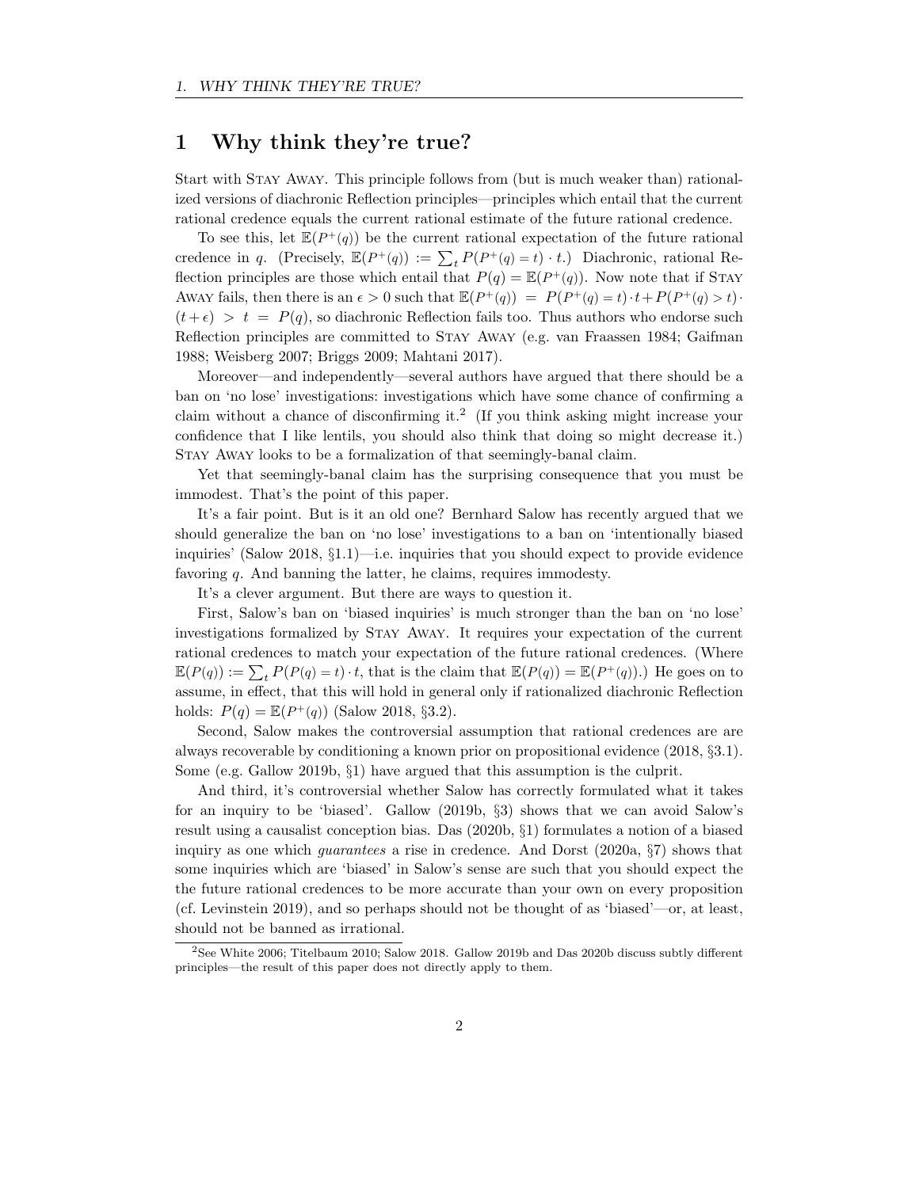# 1 Why think they're true?

Start with Stay Away. This principle follows from (but is much weaker than) rationalized versions of diachronic Reflection principles—principles which entail that the current rational credence equals the current rational estimate of the future rational credence.

To see this, let $\mathbb{E}(P^+(q))$ be the current rational expectation of the future rational credence in $q$. (Precisely, $\mathbb{E}(P^+(q)) := \sum_t P(P^+(q) = t) \cdot t$.) Diachronic, rational Reflection principles are those which entail that $P(q) = \mathbb{E}(P^+(q))$. Now note that if Stay Away fails, then there is an $\epsilon > 0$ such that $\mathbb{E}(P^+(q)) = P(P^+(q) = t) \cdot t + P(P^+(q) > t) \cdot (t + \epsilon) > t = P(q)$, so diachronic Reflection fails too. Thus authors who endorse such Reflection principles are committed to Stay Away (e.g. van Fraassen 1984; Gaifman 1988; Weisberg 2007; Briggs 2009; Mahtani 2017).

Moreover—and independently—several authors have argued that there should be a ban on 'no lose' investigations: investigations which have some chance of confirming a claim without a chance of disconfirming it.[2] (If you think asking might increase your confidence that I like lentils, you should also think that doing so might decrease it.) Stay Away looks to be a formalization of that seemingly-banal claim.

Yet that seemingly-banal claim has the surprising consequence that you must be immodest. That's the point of this paper.

It's a fair point. But is it an old one? Bernhard Salow has recently argued that we should generalize the ban on 'no lose' investigations to a ban on 'intentionally biased inquiries' (Salow 2018, §1.1)—i.e. inquiries that you should expect to provide evidence favoring $q$. And banning the latter, he claims, requires immodesty.

It's a clever argument. But there are ways to question it.

First, Salow's ban on 'biased inquiries' is much stronger than the ban on 'no lose' investigations formalized by Stay Away. It requires your expectation of the current rational credences to match your expectation of the future rational credences. (Where $\mathbb{E}(P(q)) := \sum_t P(P(q) = t) \cdot t$, that is the claim that $\mathbb{E}(P(q)) = \mathbb{E}(P^+(q))$.) He goes on to assume, in effect, that this will hold in general only if rationalized diachronic Reflection holds: $P(q) = \mathbb{E}(P^+(q))$ (Salow 2018, §3.2).

Second, Salow makes the controversial assumption that rational credences are are always recoverable by conditioning a known prior on propositional evidence (2018, §3.1). Some (e.g. Gallow 2019b, §1) have argued that this assumption is the culprit.

And third, it's controversial whether Salow has correctly formulated what it takes for an inquiry to be 'biased'. Gallow (2019b, §3) shows that we can avoid Salow's result using a causalist conception bias. Das (2020b, §1) formulates a notion of a biased inquiry as one which *guarantees* a rise in credence. And Dorst (2020a, §7) shows that some inquiries which are 'biased' in Salow's sense are such that you should expect the the future rational credences to be more accurate than your own on every proposition (cf. Levinstein 2019), and so perhaps should not be thought of as 'biased'—or, at least, should not be banned as irrational.

[2] See White 2006; Titelbaum 2010; Salow 2018. Gallow 2019b and Das 2020b discuss subtly different principles—the result of this paper does not directly apply to them.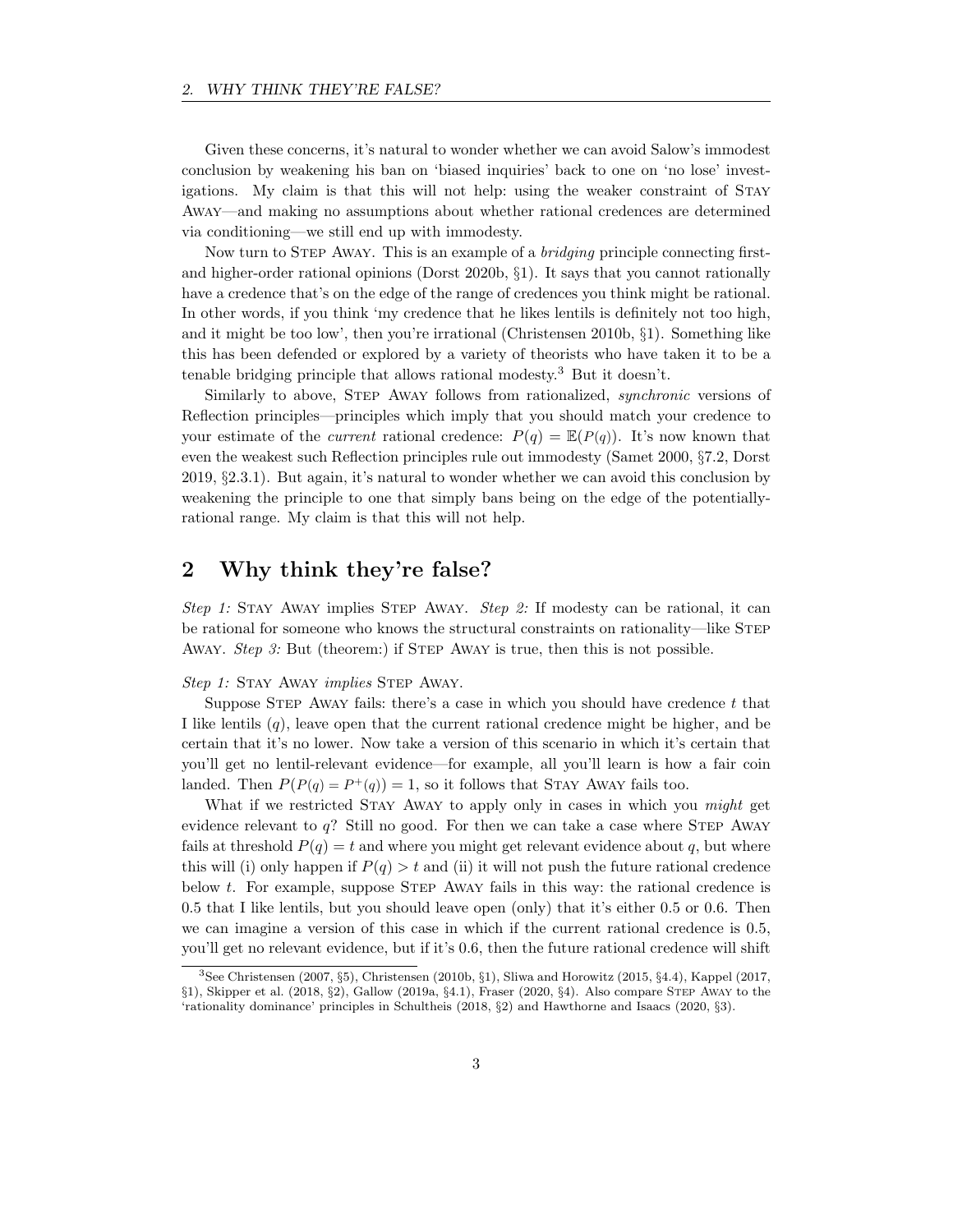Given these concerns, it's natural to wonder whether we can avoid Salow's immodest conclusion by weakening his ban on 'biased inquiries' back to one on 'no lose' investigations. My claim is that this will not help: using the weaker constraint of Stay Away—and making no assumptions about whether rational credences are determined via conditioning—we still end up with immodesty.

Now turn to Step Away. This is an example of a *bridging* principle connecting first- and higher-order rational opinions (Dorst 2020b, §1). It says that you cannot rationally have a credence that's on the edge of the range of credences you think might be rational. In other words, if you think 'my credence that he likes lentils is definitely not too high, and it might be too low', then you're irrational (Christensen 2010b, §1). Something like this has been defended or explored by a variety of theorists who have taken it to be a tenable bridging principle that allows rational modesty.[3] But it doesn't.

Similarly to above, Step Away follows from rationalized, *synchronic* versions of Reflection principles—principles which imply that you should match your credence to your estimate of the *current* rational credence: $P(q) = \mathbb{E}(P(q))$. It's now known that even the weakest such Reflection principles rule out immodesty (Samet 2000, §7.2, Dorst 2019, §2.3.1). But again, it's natural to wonder whether we can avoid this conclusion by weakening the principle to one that simply bans being on the edge of the potentially-rational range. My claim is that this will not help.

## 2 Why think they're false?

*Step 1:* Stay Away implies Step Away. *Step 2:* If modesty can be rational, it can be rational for someone who knows the structural constraints on rationality—like Step Away. *Step 3:* But (theorem:) if Step Away is true, then this is not possible.

*Step 1:* Stay Away *implies* Step Away.

Suppose Step Away fails: there's a case in which you should have credence $t$ that I like lentils ($q$), leave open that the current rational credence might be higher, and be certain that it's no lower. Now take a version of this scenario in which it's certain that you'll get no lentil-relevant evidence—for example, all you'll learn is how a fair coin landed. Then $P(P(q) = P^{+}(q)) = 1$, so it follows that Stay Away fails too.

What if we restricted Stay Away to apply only in cases in which you *might* get evidence relevant to $q$? Still no good. For then we can take a case where Step Away fails at threshold $P(q) = t$ and where you might get relevant evidence about $q$, but where this will (i) only happen if $P(q) > t$ and (ii) it will not push the future rational credence below $t$. For example, suppose Step Away fails in this way: the rational credence is 0.5 that I like lentils, but you should leave open (only) that it's either 0.5 or 0.6. Then we can imagine a version of this case in which if the current rational credence is 0.5, you'll get no relevant evidence, but if it's 0.6, then the future rational credence will shift

[3] See Christensen (2007, §5), Christensen (2010b, §1), Sliwa and Horowitz (2015, §4.4), Kappel (2017, §1), Skipper et al. (2018, §2), Gallow (2019a, §4.1), Fraser (2020, §4). Also compare Step Away to the 'rationality dominance' principles in Schultheis (2018, §2) and Hawthorne and Isaacs (2020, §3).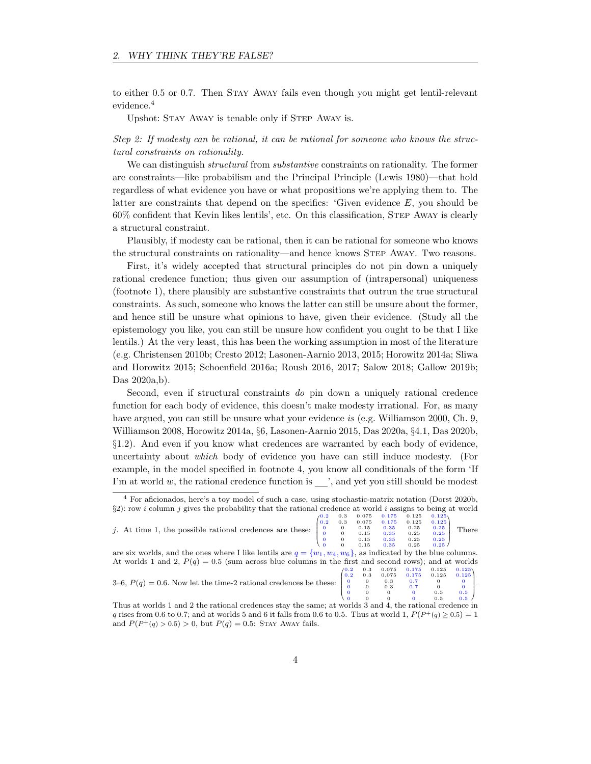to either 0.5 or 0.7. Then STAY AWAY fails even though you might get lentil-relevant evidence.[4]

Upshot: STAY AWAY is tenable only if STEP AWAY is.

*Step 2: If modesty can be rational, it can be rational for someone who knows the structural constraints on rationality.*

We can distinguish *structural* from *substantive* constraints on rationality. The former are constraints—like probabilism and the Principal Principle (Lewis 1980)—that hold regardless of what evidence you have or what propositions we're applying them to. The latter are constraints that depend on the specifics: 'Given evidence $E$, you should be 60% confident that Kevin likes lentils', etc. On this classification, STEP AWAY is clearly a structural constraint.

Plausibly, if modesty can be rational, then it can be rational for someone who knows the structural constraints on rationality—and hence knows STEP AWAY. Two reasons.

First, it's widely accepted that structural principles do not pin down a uniquely rational credence function; thus given our assumption of (intrapersonal) uniqueness (footnote 1), there plausibly are substantive constraints that outrun the true structural constraints. As such, someone who knows the latter can still be unsure about the former, and hence still be unsure what opinions to have, given their evidence. (Study all the epistemology you like, you can still be unsure how confident you ought to be that I like lentils.) At the very least, this has been the working assumption in most of the literature (e.g. Christensen 2010b; Cresto 2012; Lasonen-Aarnio 2013, 2015; Horowitz 2014a; Sliwa and Horowitz 2015; Schoenfield 2016a; Roush 2016, 2017; Salow 2018; Gallow 2019b; Das 2020a,b).

Second, even if structural constraints *do* pin down a uniquely rational credence function for each body of evidence, this doesn't make modesty irrational. For, as many have argued, you can still be unsure what your evidence *is* (e.g. Williamson 2000, Ch. 9, Williamson 2008, Horowitz 2014a, §6, Lasonen-Aarnio 2015, Das 2020a, §4.1, Das 2020b, §1.2). And even if you know what credences are warranted by each body of evidence, uncertainty about *which* body of evidence you have can still induce modesty. (For example, in the model specified in footnote 4, you know all conditionals of the form 'If I'm at world $w$, the rational credence function is \_\_\_', and yet you still should be modest

---

[4] For aficionados, here's a toy model of such a case, using stochastic-matrix notation (Dorst 2020b, §2): row $i$ column $j$ gives the probability that the rational credence at world $i$ assigns to being at world $j$. At time 1, the possible rational credences are these: $\begin{pmatrix} 0.2 & 0.3 & 0.075 & 0.175 & 0.125 & 0.125 \\ 0.2 & 0.3 & 0.075 & 0.175 & 0.125 & 0.125 \\ 0 & 0 & 0.15 & 0.35 & 0.25 & 0.25 \\ 0 & 0 & 0.15 & 0.35 & 0.25 & 0.25 \\ 0 & 0 & 0.15 & 0.35 & 0.25 & 0.25 \\ 0 & 0 & 0.15 & 0.35 & 0.25 & 0.25 \end{pmatrix}$. There are six worlds, and the ones where I like lentils are $q = \{w_1, w_4, w_6\}$, as indicated by the blue columns. At worlds 1 and 2, $P(q) = 0.5$ (sum across blue columns in the first and second rows); and at worlds 3–6, $P(q) = 0.6$. Now let the time-2 rational credences be these: $\begin{pmatrix} 0.2 & 0.3 & 0.075 & 0.175 & 0.125 & 0.125 \\ 0.2 & 0.3 & 0.075 & 0.175 & 0.125 & 0.125 \\ 0 & 0 & 0.3 & 0.7 & 0 & 0 \\ 0 & 0 & 0.3 & 0.7 & 0 & 0 \\ 0 & 0 & 0 & 0 & 0.5 & 0.5 \\ 0 & 0 & 0 & 0 & 0.5 & 0.5 \end{pmatrix}$. Thus at worlds 1 and 2 the rational credences stay the same; at worlds 3 and 4, the rational credence in $q$ rises from 0.6 to 0.7; and at worlds 5 and 6 it falls from 0.6 to 0.5. Thus at world 1, $P(P^+(q) \geq 0.5) = 1$ and $P(P^+(q) > 0.5) > 0$, but $P(q) = 0.5$: STAY AWAY fails.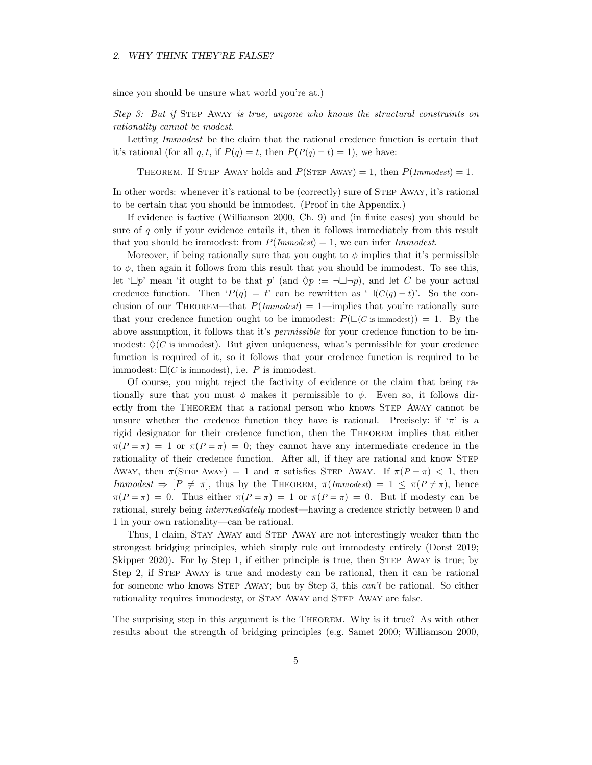since you should be unsure what world you're at.)

*Step 3: But if* Step Away *is true, anyone who knows the structural constraints on rationality cannot be modest.*

Letting *Immodest* be the claim that the rational credence function is certain that it's rational (for all $q, t$, if $P(q) = t$, then $P(P(q) = t) = 1$), we have:

> Theorem. If Step Away holds and $P(\text{Step Away}) = 1$, then $P(\textit{Immodest}) = 1$.

In other words: whenever it's rational to be (correctly) sure of Step Away, it's rational to be certain that you should be immodest. (Proof in the Appendix.)

If evidence is factive (Williamson 2000, Ch. 9) and (in finite cases) you should be sure of $q$ only if your evidence entails it, then it follows immediately from this result that you should be immodest: from $P(\textit{Immodest}) = 1$, we can infer *Immodest*.

Moreover, if being rationally sure that you ought to $\phi$ implies that it's permissible to $\phi$, then again it follows from this result that you should be immodest. To see this, let '$\Box p$' mean 'it ought to be that $p$' (and $\Diamond p := \neg\Box\neg p$), and let $C$ be your actual credence function. Then '$P(q) = t$' can be rewritten as '$\Box(C(q) = t)$'. So the conclusion of our Theorem—that $P(\textit{Immodest}) = 1$—implies that you're rationally sure that your credence function ought to be immodest: $P(\Box(C \text{ is immodest})) = 1$. By the above assumption, it follows that it's *permissible* for your credence function to be immodest: $\Diamond(C \text{ is immodest})$. But given uniqueness, what's permissible for your credence function is required of it, so it follows that your credence function is required to be immodest: $\Box(C \text{ is immodest})$, i.e. $P$ is immodest.

Of course, you might reject the factivity of evidence or the claim that being rationally sure that you must $\phi$ makes it permissible to $\phi$. Even so, it follows directly from the Theorem that a rational person who knows Step Away cannot be unsure whether the credence function they have is rational. Precisely: if '$\pi$' is a rigid designator for their credence function, then the Theorem implies that either $\pi(P = \pi) = 1$ or $\pi(P = \pi) = 0$; they cannot have any intermediate credence in the rationality of their credence function. After all, if they are rational and know Step Away, then $\pi(\text{Step Away}) = 1$ and $\pi$ satisfies Step Away. If $\pi(P = \pi) < 1$, then $\textit{Immodest} \Rightarrow [P \neq \pi]$, thus by the Theorem, $\pi(\textit{Immodest}) = 1 \leq \pi(P \neq \pi)$, hence $\pi(P = \pi) = 0$. Thus either $\pi(P = \pi) = 1$ or $\pi(P = \pi) = 0$. But if modesty can be rational, surely being *intermediately* modest—having a credence strictly between 0 and 1 in your own rationality—can be rational.

Thus, I claim, Stay Away and Step Away are not interestingly weaker than the strongest bridging principles, which simply rule out immodesty entirely (Dorst 2019; Skipper 2020). For by Step 1, if either principle is true, then Step Away is true; by Step 2, if Step Away is true and modesty can be rational, then it can be rational for someone who knows Step Away; but by Step 3, this *can't* be rational. So either rationality requires immodesty, or Stay Away and Step Away are false.

The surprising step in this argument is the Theorem. Why is it true? As with other results about the strength of bridging principles (e.g. Samet 2000; Williamson 2000,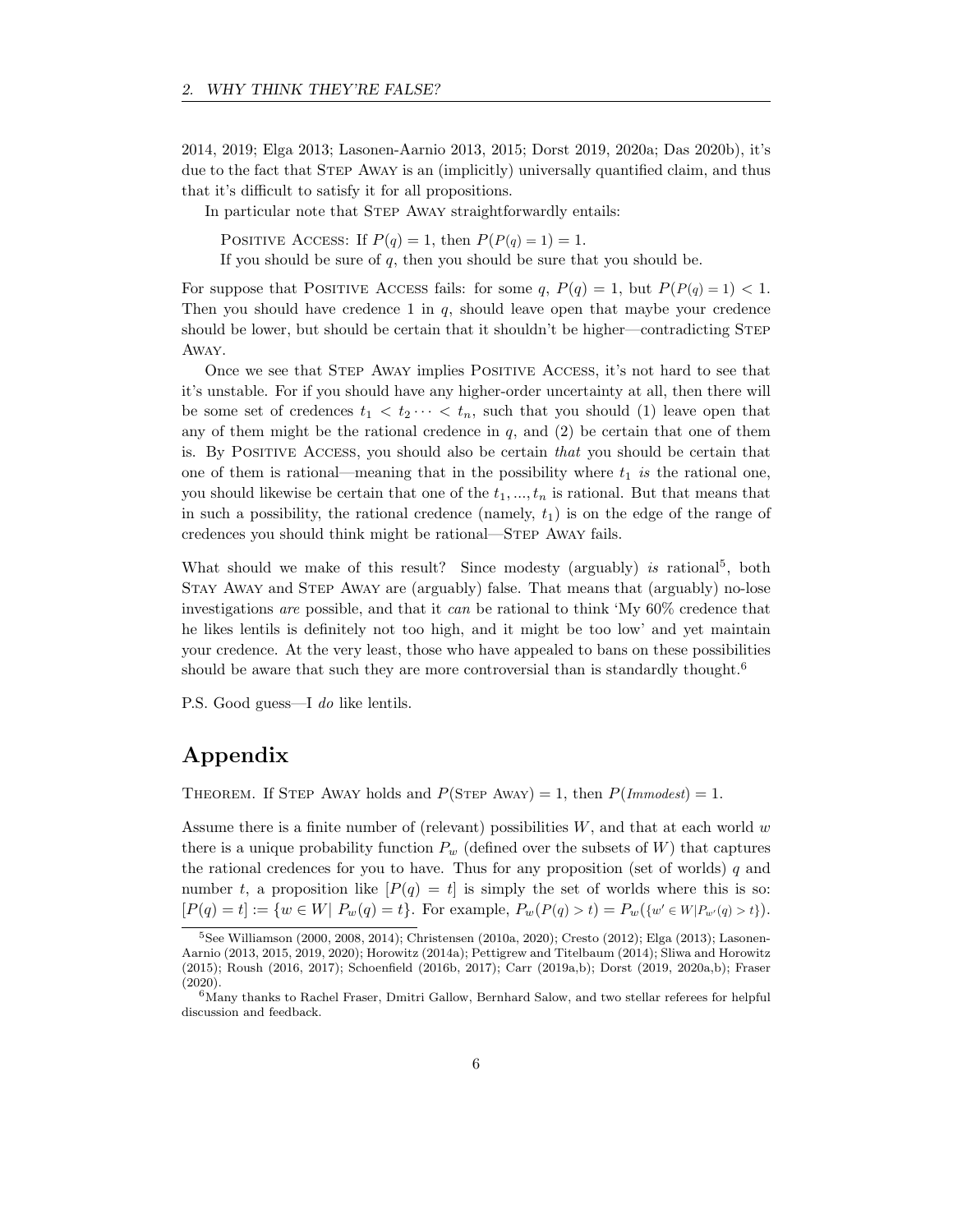2014, 2019; Elga 2013; Lasonen-Aarnio 2013, 2015; Dorst 2019, 2020a; Das 2020b), it's due to the fact that Step Away is an (implicitly) universally quantified claim, and thus that it's difficult to satisfy it for all propositions.

In particular note that Step Away straightforwardly entails:

> Positive Access: If $P(q) = 1$, then $P(P(q) = 1) = 1$.
> If you should be sure of $q$, then you should be sure that you should be.

For suppose that Positive Access fails: for some $q$, $P(q) = 1$, but $P(P(q) = 1) < 1$. Then you should have credence 1 in $q$, should leave open that maybe your credence should be lower, but should be certain that it shouldn't be higher—contradicting Step Away.

Once we see that Step Away implies Positive Access, it's not hard to see that it's unstable. For if you should have any higher-order uncertainty at all, then there will be some set of credences $t_1 < t_2 \cdots < t_n$, such that you should (1) leave open that any of them might be the rational credence in $q$, and (2) be certain that one of them is. By Positive Access, you should also be certain *that* you should be certain that one of them is rational—meaning that in the possibility where $t_1$ *is* the rational one, you should likewise be certain that one of the $t_1, ..., t_n$ is rational. But that means that in such a possibility, the rational credence (namely, $t_1$) is on the edge of the range of credences you should think might be rational—Step Away fails.

What should we make of this result? Since modesty (arguably) *is* rational[5], both Stay Away and Step Away are (arguably) false. That means that (arguably) no-lose investigations *are* possible, and that it *can* be rational to think 'My 60% credence that he likes lentils is definitely not too high, and it might be too low' and yet maintain your credence. At the very least, those who have appealed to bans on these possibilities should be aware that such they are more controversial than is standardly thought.[6]

P.S. Good guess—I *do* like lentils.

# Appendix

Theorem. If Step Away holds and $P(\text{Step Away}) = 1$, then $P(\textit{Immodest}) = 1$.

Assume there is a finite number of (relevant) possibilities $W$, and that at each world $w$ there is a unique probability function $P_w$ (defined over the subsets of $W$) that captures the rational credences for you to have. Thus for any proposition (set of worlds) $q$ and number $t$, a proposition like $[P(q) = t]$ is simply the set of worlds where this is so: $[P(q) = t] := \{w \in W |\ P_w(q) = t\}$. For example, $P_w(P(q) > t) = P_w(\{w' \in W | P_{w'}(q) > t\})$.

---

[5] See Williamson (2000, 2008, 2014); Christensen (2010a, 2020); Cresto (2012); Elga (2013); Lasonen-Aarnio (2013, 2015, 2019, 2020); Horowitz (2014a); Pettigrew and Titelbaum (2014); Sliwa and Horowitz (2015); Roush (2016, 2017); Schoenfield (2016b, 2017); Carr (2019a,b); Dorst (2019, 2020a,b); Fraser (2020).

[6] Many thanks to Rachel Fraser, Dmitri Gallow, Bernhard Salow, and two stellar referees for helpful discussion and feedback.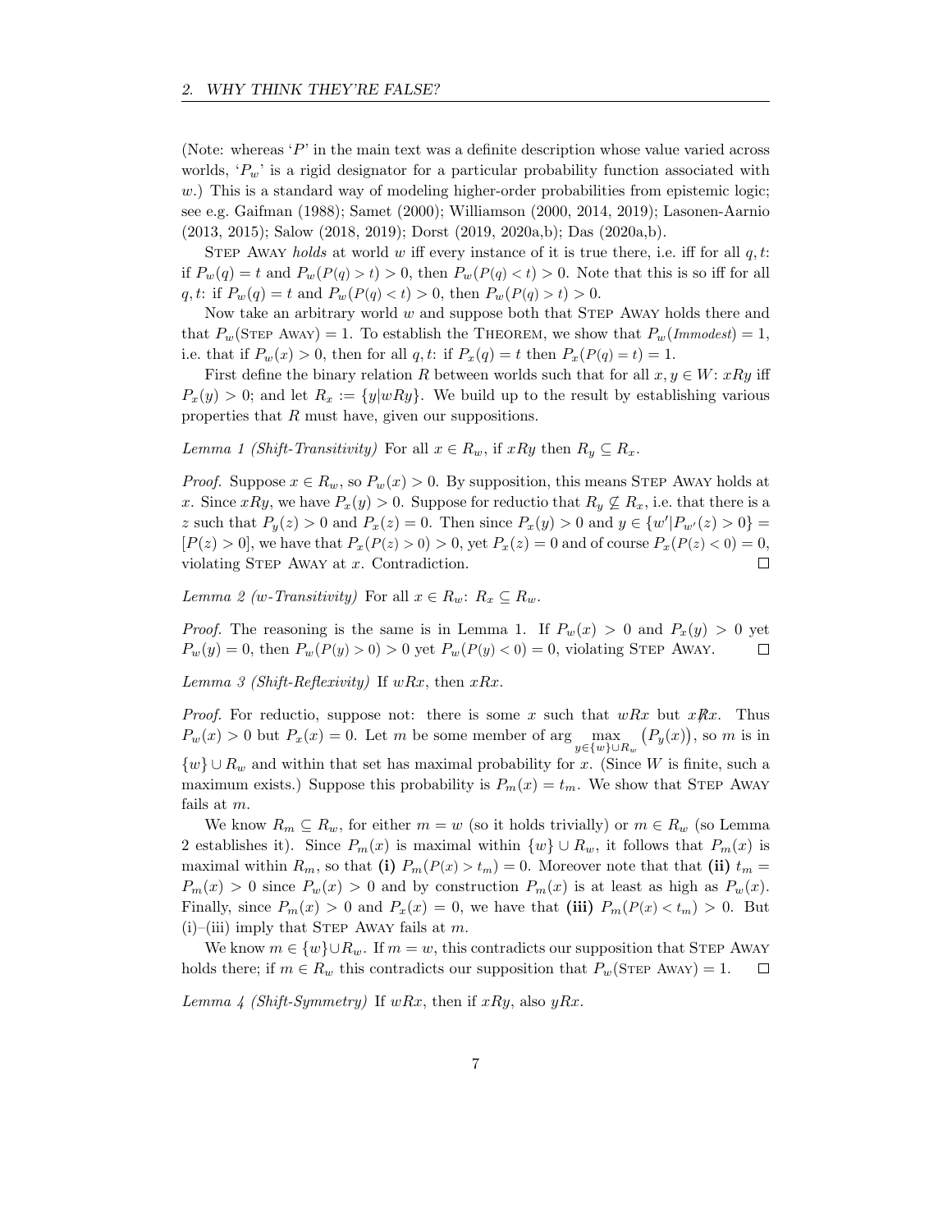(Note: whereas '$P$' in the main text was a definite description whose value varied across worlds, '$P_w$' is a rigid designator for a particular probability function associated with $w$.) This is a standard way of modeling higher-order probabilities from epistemic logic; see e.g. Gaifman (1988); Samet (2000); Williamson (2000, 2014, 2019); Lasonen-Aarnio (2013, 2015); Salow (2018, 2019); Dorst (2019, 2020a,b); Das (2020a,b).

Step Away *holds* at world $w$ iff every instance of it is true there, i.e. iff for all $q, t$: if $P_w(q) = t$ and $P_w(P(q) > t) > 0$, then $P_w(P(q) < t) > 0$. Note that this is so iff for all $q, t$: if $P_w(q) = t$ and $P_w(P(q) < t) > 0$, then $P_w(P(q) > t) > 0$.

Now take an arbitrary world $w$ and suppose both that Step Away holds there and that $P_w(\text{Step Away}) = 1$. To establish the Theorem, we show that $P_w(\textit{Immodest}) = 1$, i.e. that if $P_w(x) > 0$, then for all $q, t$: if $P_x(q) = t$ then $P_x(P(q) = t) = 1$.

First define the binary relation $R$ between worlds such that for all $x, y \in W$: $xRy$ iff $P_x(y) > 0$; and let $R_x := \{y | wRy\}$. We build up to the result by establishing various properties that $R$ must have, given our suppositions.

*Lemma 1 (Shift-Transitivity)* For all $x \in R_w$, if $xRy$ then $R_y \subseteq R_x$.

*Proof.* Suppose $x \in R_w$, so $P_w(x) > 0$. By supposition, this means Step Away holds at $x$. Since $xRy$, we have $P_x(y) > 0$. Suppose for reductio that $R_y \not\subseteq R_x$, i.e. that there is a $z$ such that $P_y(z) > 0$ and $P_x(z) = 0$. Then since $P_x(y) > 0$ and $y \in \{w' | P_{w'}(z) > 0\} = [P(z) > 0]$, we have that $P_x(P(z) > 0) > 0$, yet $P_x(z) = 0$ and of course $P_x(P(z) < 0) = 0$, violating Step Away at $x$. Contradiction. □

*Lemma 2 (w-Transitivity)* For all $x \in R_w$: $R_x \subseteq R_w$.

*Proof.* The reasoning is the same is in Lemma 1. If $P_w(x) > 0$ and $P_x(y) > 0$ yet $P_w(y) = 0$, then $P_w(P(y) > 0) > 0$ yet $P_w(P(y) < 0) = 0$, violating Step Away. □

*Lemma 3 (Shift-Reflexivity)* If $wRx$, then $xRx$.

*Proof.* For reductio, suppose not: there is some $x$ such that $wRx$ but $x\not R x$. Thus $P_w(x) > 0$ but $P_x(x) = 0$. Let $m$ be some member of $\arg\max_{y \in \{w\} \cup R_w} \big(P_y(x)\big)$, so $m$ is in $\{w\} \cup R_w$ and within that set has maximal probability for $x$. (Since $W$ is finite, such a maximum exists.) Suppose this probability is $P_m(x) = t_m$. We show that Step Away fails at $m$.

We know $R_m \subseteq R_w$, for either $m = w$ (so it holds trivially) or $m \in R_w$ (so Lemma 2 establishes it). Since $P_m(x)$ is maximal within $\{w\} \cup R_w$, it follows that $P_m(x)$ is maximal within $R_m$, so that **(i)** $P_m(P(x) > t_m) = 0$. Moreover note that that **(ii)** $t_m = P_m(x) > 0$ since $P_w(x) > 0$ and by construction $P_m(x)$ is at least as high as $P_w(x)$. Finally, since $P_m(x) > 0$ and $P_x(x) = 0$, we have that **(iii)** $P_m(P(x) < t_m) > 0$. But (i)–(iii) imply that Step Away fails at $m$.

We know $m \in \{w\} \cup R_w$. If $m = w$, this contradicts our supposition that Step Away holds there; if $m \in R_w$ this contradicts our supposition that $P_w(\text{Step Away}) = 1$. □

*Lemma 4 (Shift-Symmetry)* If $wRx$, then if $xRy$, also $yRx$.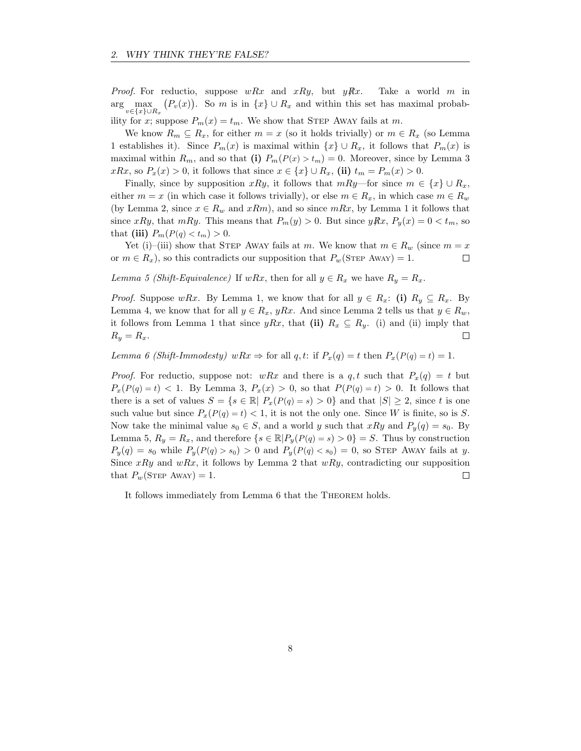*Proof.* For reductio, suppose $wRx$ and $xRy$, but $y\not R x$. Take a world $m$ in $\arg\max_{v\in\{x\}\cup R_x}\big(P_v(x)\big)$. So $m$ is in $\{x\}\cup R_x$ and within this set has maximal probability for $x$; suppose $P_m(x) = t_m$. We show that Step Away fails at $m$.

We know $R_m \subseteq R_x$, for either $m = x$ (so it holds trivially) or $m \in R_x$ (so Lemma 1 establishes it). Since $P_m(x)$ is maximal within $\{x\}\cup R_x$, it follows that $P_m(x)$ is maximal within $R_m$, and so that **(i)** $P_m(P(x) > t_m) = 0$. Moreover, since by Lemma 3 $xRx$, so $P_x(x) > 0$, it follows that since $x \in \{x\}\cup R_x$, **(ii)** $t_m = P_m(x) > 0$.

Finally, since by supposition $xRy$, it follows that $mRy$—for since $m \in \{x\}\cup R_x$, either $m = x$ (in which case it follows trivially), or else $m \in R_x$, in which case $m \in R_w$ (by Lemma 2, since $x \in R_w$ and $xRm$), and so since $mRx$, by Lemma 1 it follows that since $xRy$, that $mRy$. This means that $P_m(y) > 0$. But since $y\not R x$, $P_y(x) = 0 < t_m$, so that **(iii)** $P_m(P(q) < t_m) > 0$.

Yet (i)–(iii) show that Step Away fails at $m$. We know that $m \in R_w$ (since $m = x$ or $m \in R_x$), so this contradicts our supposition that $P_w(\text{Step Away}) = 1$. □

*Lemma 5 (Shift-Equivalence)* If $wRx$, then for all $y \in R_x$ we have $R_y = R_x$.

*Proof.* Suppose $wRx$. By Lemma 1, we know that for all $y \in R_x$: **(i)** $R_y \subseteq R_x$. By Lemma 4, we know that for all $y \in R_x$, $yRx$. And since Lemma 2 tells us that $y \in R_w$, it follows from Lemma 1 that since $yRx$, that **(ii)** $R_x \subseteq R_y$. (i) and (ii) imply that $R_y = R_x$. □

*Lemma 6 (Shift-Immodesty)* $wRx \Rightarrow$ for all $q, t$: if $P_x(q) = t$ then $P_x(P(q) = t) = 1$.

*Proof.* For reductio, suppose not: $wRx$ and there is a $q, t$ such that $P_x(q) = t$ but $P_x(P(q) = t) < 1$. By Lemma 3, $P_x(x) > 0$, so that $P(P(q) = t) > 0$. It follows that there is a set of values $S = \{s \in \mathbb{R} |\ P_x(P(q) = s) > 0\}$ and that $|S| \geq 2$, since $t$ is one such value but since $P_x(P(q) = t) < 1$, it is not the only one. Since $W$ is finite, so is $S$. Now take the minimal value $s_0 \in S$, and a world $y$ such that $xRy$ and $P_y(q) = s_0$. By Lemma 5, $R_y = R_x$, and therefore $\{s \in \mathbb{R} | P_y(P(q) = s) > 0\} = S$. Thus by construction $P_y(q) = s_0$ while $P_y(P(q) > s_0) > 0$ and $P_y(P(q) < s_0) = 0$, so Step Away fails at $y$. Since $xRy$ and $wRx$, it follows by Lemma 2 that $wRy$, contradicting our supposition that $P_w(\text{Step Away}) = 1$. □

It follows immediately from Lemma 6 that the Theorem holds.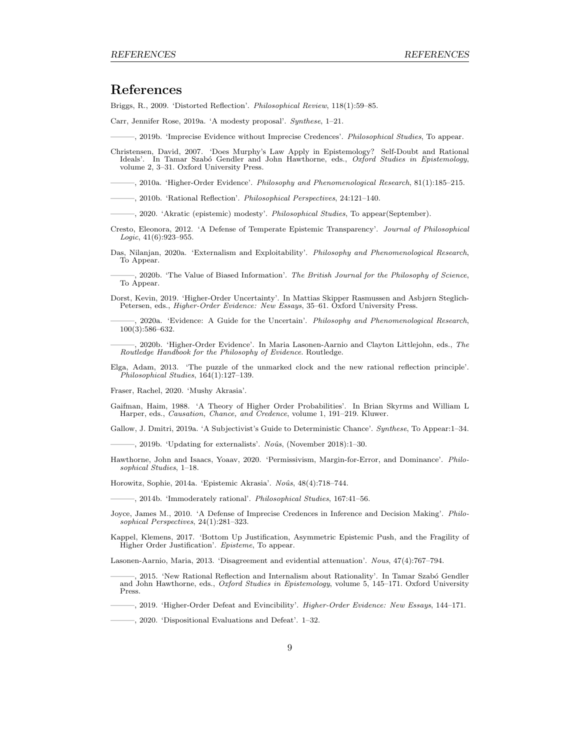# References

Briggs, R., 2009. 'Distorted Reflection'. *Philosophical Review*, 118(1):59–85.

Carr, Jennifer Rose, 2019a. 'A modesty proposal'. *Synthese*, 1–21.

———, 2019b. 'Imprecise Evidence without Imprecise Credences'. *Philosophical Studies*, To appear.

Christensen, David, 2007. 'Does Murphy's Law Apply in Epistemology? Self-Doubt and Rational Ideals'. In Tamar Szabó Gendler and John Hawthorne, eds., *Oxford Studies in Epistemology*, volume 2, 3–31. Oxford University Press.

———, 2010a. 'Higher-Order Evidence'. *Philosophy and Phenomenological Research*, 81(1):185–215.

———, 2010b. 'Rational Reflection'. *Philosophical Perspectives*, 24:121–140.

———, 2020. 'Akratic (epistemic) modesty'. *Philosophical Studies*, To appear(September).

Cresto, Eleonora, 2012. 'A Defense of Temperate Epistemic Transparency'. *Journal of Philosophical Logic*, 41(6):923–955.

Das, Nilanjan, 2020a. 'Externalism and Exploitability'. *Philosophy and Phenomenological Research*, To Appear.

———, 2020b. 'The Value of Biased Information'. *The British Journal for the Philosophy of Science*, To Appear.

Dorst, Kevin, 2019. 'Higher-Order Uncertainty'. In Mattias Skipper Rasmussen and Asbjørn Steglich-Petersen, eds., *Higher-Order Evidence: New Essays*, 35–61. Oxford University Press.

———, 2020a. 'Evidence: A Guide for the Uncertain'. *Philosophy and Phenomenological Research*, 100(3):586–632.

———, 2020b. 'Higher-Order Evidence'. In Maria Lasonen-Aarnio and Clayton Littlejohn, eds., *The Routledge Handbook for the Philosophy of Evidence*. Routledge.

Elga, Adam, 2013. 'The puzzle of the unmarked clock and the new rational reflection principle'. *Philosophical Studies*, 164(1):127–139.

Fraser, Rachel, 2020. 'Mushy Akrasia'.

Gaifman, Haim, 1988. 'A Theory of Higher Order Probabilities'. In Brian Skyrms and William L Harper, eds., *Causation, Chance, and Credence*, volume 1, 191–219. Kluwer.

Gallow, J. Dmitri, 2019a. 'A Subjectivist's Guide to Deterministic Chance'. *Synthese*, To Appear:1–34.

———, 2019b. 'Updating for externalists'. *Noûs*, (November 2018):1–30.

Hawthorne, John and Isaacs, Yoaav, 2020. 'Permissivism, Margin-for-Error, and Dominance'. *Philosophical Studies*, 1–18.

Horowitz, Sophie, 2014a. 'Epistemic Akrasia'. *Noûs*, 48(4):718–744.

———, 2014b. 'Immoderately rational'. *Philosophical Studies*, 167:41–56.

Joyce, James M., 2010. 'A Defense of Imprecise Credences in Inference and Decision Making'. *Philosophical Perspectives*, 24(1):281–323.

Kappel, Klemens, 2017. 'Bottom Up Justification, Asymmetric Epistemic Push, and the Fragility of Higher Order Justification'. *Episteme*, To appear.

Lasonen-Aarnio, Maria, 2013. 'Disagreement and evidential attenuation'. *Nous*, 47(4):767–794.

———, 2015. 'New Rational Reflection and Internalism about Rationality'. In Tamar Szabó Gendler and John Hawthorne, eds., *Oxford Studies in Epistemology*, volume 5, 145–171. Oxford University Press.

———, 2019. 'Higher-Order Defeat and Evincibility'. *Higher-Order Evidence: New Essays*, 144–171.

———, 2020. 'Dispositional Evaluations and Defeat'. 1–32.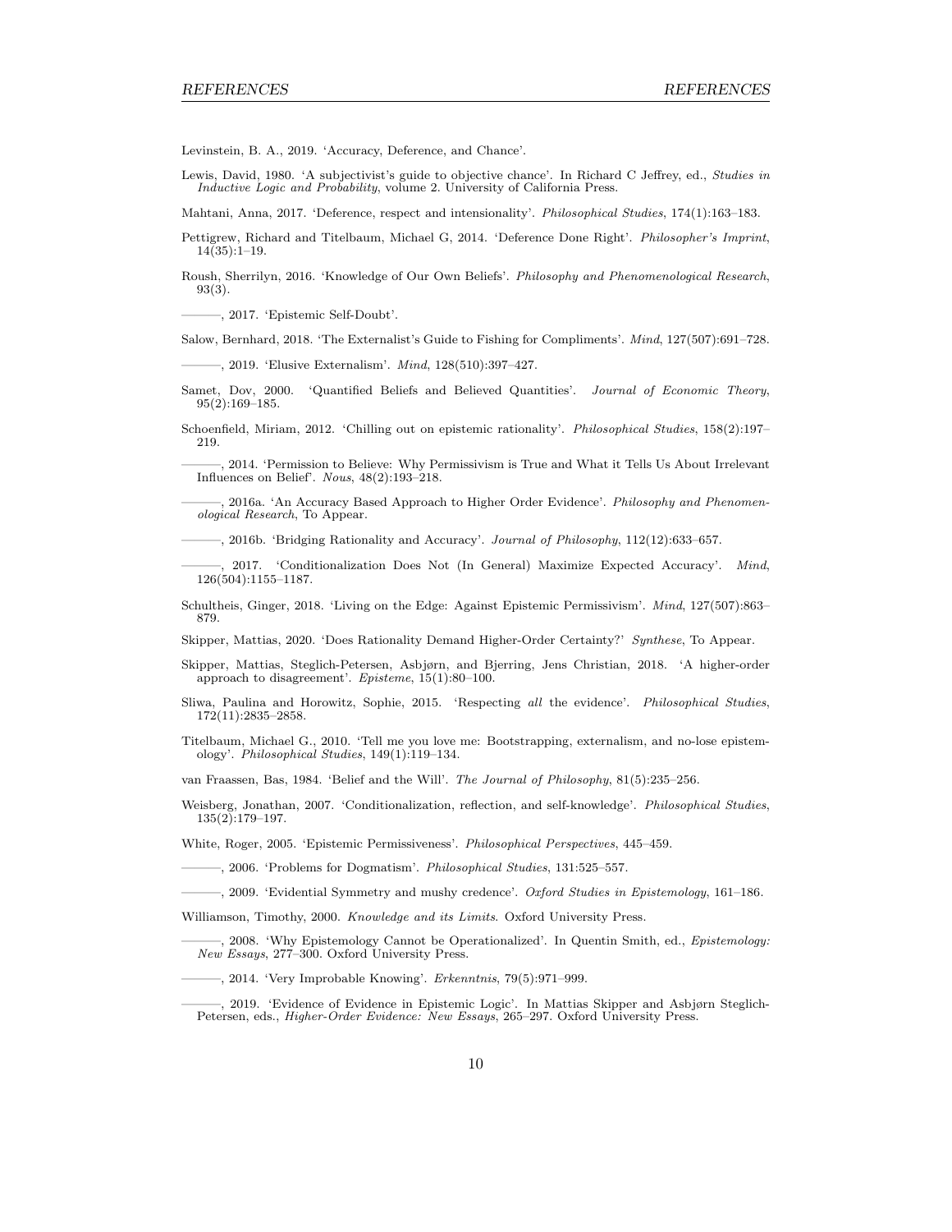Levinstein, B. A., 2019. 'Accuracy, Deference, and Chance'.

Lewis, David, 1980. 'A subjectivist's guide to objective chance'. In Richard C Jeffrey, ed., *Studies in Inductive Logic and Probability*, volume 2. University of California Press.

Mahtani, Anna, 2017. 'Deference, respect and intensionality'. *Philosophical Studies*, 174(1):163–183.

Pettigrew, Richard and Titelbaum, Michael G, 2014. 'Deference Done Right'. *Philosopher's Imprint*, 14(35):1–19.

Roush, Sherrilyn, 2016. 'Knowledge of Our Own Beliefs'. *Philosophy and Phenomenological Research*, 93(3).

———, 2017. 'Epistemic Self-Doubt'.

Salow, Bernhard, 2018. 'The Externalist's Guide to Fishing for Compliments'. *Mind*, 127(507):691–728.

———, 2019. 'Elusive Externalism'. *Mind*, 128(510):397–427.

Samet, Dov, 2000. 'Quantified Beliefs and Believed Quantities'. *Journal of Economic Theory*, 95(2):169–185.

Schoenfield, Miriam, 2012. 'Chilling out on epistemic rationality'. *Philosophical Studies*, 158(2):197–219.

———, 2014. 'Permission to Believe: Why Permissivism is True and What it Tells Us About Irrelevant Influences on Belief'. *Nous*, 48(2):193–218.

———, 2016a. 'An Accuracy Based Approach to Higher Order Evidence'. *Philosophy and Phenomenological Research*, To Appear.

———, 2016b. 'Bridging Rationality and Accuracy'. *Journal of Philosophy*, 112(12):633–657.

———, 2017. 'Conditionalization Does Not (In General) Maximize Expected Accuracy'. *Mind*, 126(504):1155–1187.

Schultheis, Ginger, 2018. 'Living on the Edge: Against Epistemic Permissivism'. *Mind*, 127(507):863–879.

Skipper, Mattias, 2020. 'Does Rationality Demand Higher-Order Certainty?' *Synthese*, To Appear.

Skipper, Mattias, Steglich-Petersen, Asbjørn, and Bjerring, Jens Christian, 2018. 'A higher-order approach to disagreement'. *Episteme*, 15(1):80–100.

Sliwa, Paulina and Horowitz, Sophie, 2015. 'Respecting *all* the evidence'. *Philosophical Studies*, 172(11):2835–2858.

Titelbaum, Michael G., 2010. 'Tell me you love me: Bootstrapping, externalism, and no-lose epistemology'. *Philosophical Studies*, 149(1):119–134.

van Fraassen, Bas, 1984. 'Belief and the Will'. *The Journal of Philosophy*, 81(5):235–256.

Weisberg, Jonathan, 2007. 'Conditionalization, reflection, and self-knowledge'. *Philosophical Studies*, 135(2):179–197.

White, Roger, 2005. 'Epistemic Permissiveness'. *Philosophical Perspectives*, 445–459.

———, 2006. 'Problems for Dogmatism'. *Philosophical Studies*, 131:525–557.

———, 2009. 'Evidential Symmetry and mushy credence'. *Oxford Studies in Epistemology*, 161–186.

Williamson, Timothy, 2000. *Knowledge and its Limits*. Oxford University Press.

———, 2008. 'Why Epistemology Cannot be Operationalized'. In Quentin Smith, ed., *Epistemology: New Essays*, 277–300. Oxford University Press.

———, 2014. 'Very Improbable Knowing'. *Erkenntnis*, 79(5):971–999.

———, 2019. 'Evidence of Evidence in Epistemic Logic'. In Mattias Skipper and Asbjørn Steglich-Petersen, eds., *Higher-Order Evidence: New Essays*, 265–297. Oxford University Press.